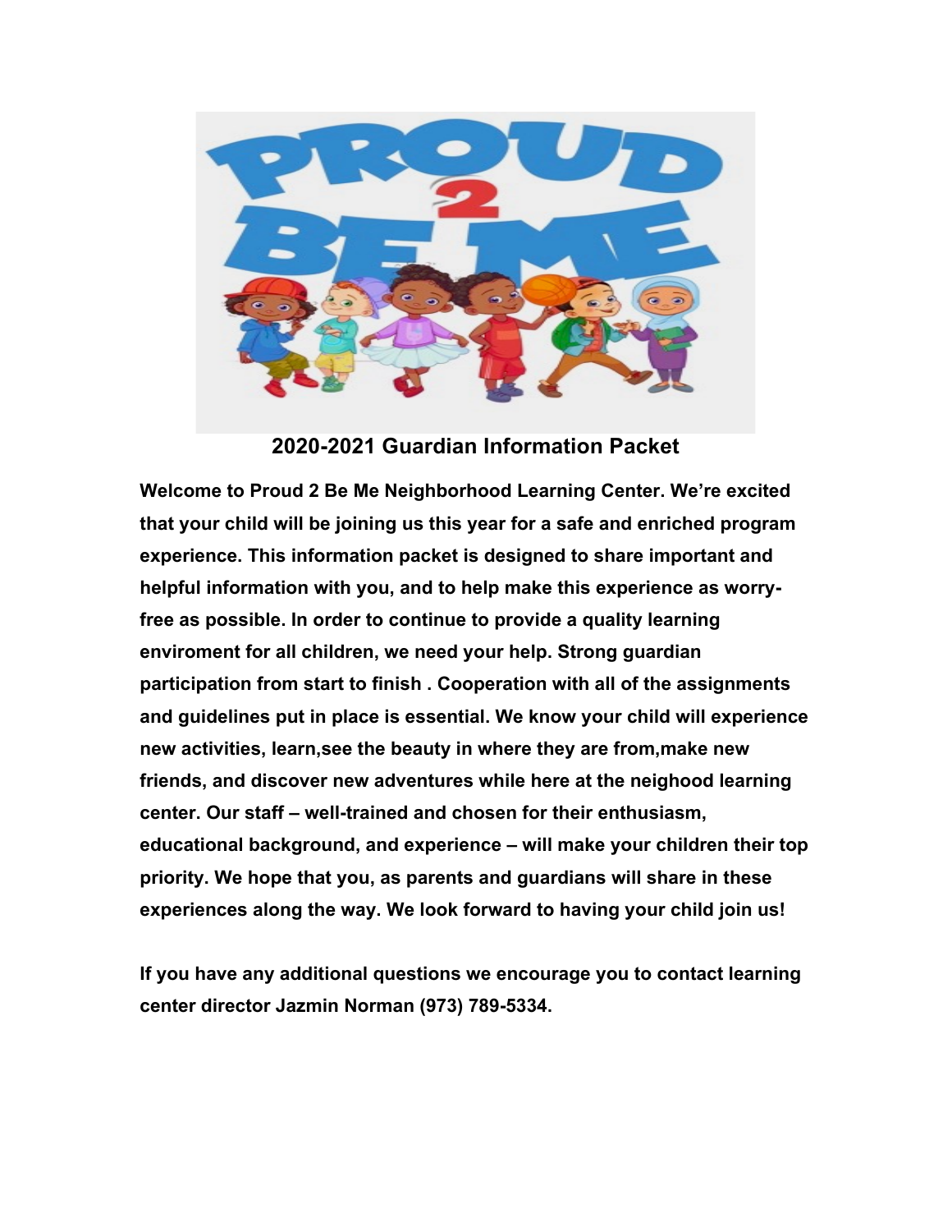# 2020-2021 Guardian Information Packet

**Welcome to Proud 2 Be Me Neighborhood Learning Center. We're excited that your child will be joining us this year for a safe and enriched program experience. This information packet is designed to share important and helpful information with you, and to help make this experience as worry-free as possible. In order to continue to provide a quality learning enviroment for all children, we need your help. Strong guardian participation from start to finish . Cooperation with all of the assignments and guidelines put in place is essential. We know your child will experience new activities, learn,see the beauty in where they are from,make new friends, and discover new adventures while here at the neighood learning center. Our staff – well-trained and chosen for their enthusiasm, educational background, and experience – will make your children their top priority. We hope that you, as parents and guardians will share in these experiences along the way. We look forward to having your child join us!**

**If you have any additional questions we encourage you to contact learning center director Jazmin Norman (973) 789-5334.**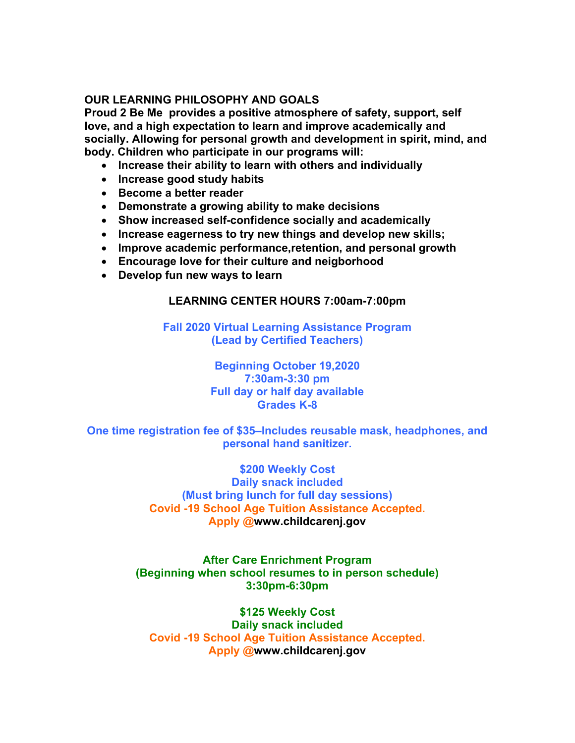## OUR LEARNING PHILOSOPHY AND GOALS

**Proud 2 Be Me provides a positive atmosphere of safety, support, self love, and a high expectation to learn and improve academically and socially. Allowing for personal growth and development in spirit, mind, and body. Children who participate in our programs will:**

- **Increase their ability to learn with others and individually**
- **Increase good study habits**
- **Become a better reader**
- **Demonstrate a growing ability to make decisions**
- **Show increased self-confidence socially and academically**
- **Increase eagerness to try new things and develop new skills;**
- **Improve academic performance,retention, and personal growth**
- **Encourage love for their culture and neigborhood**
- **Develop fun new ways to learn**

**LEARNING CENTER HOURS 7:00am-7:00pm**

**Fall 2020 Virtual Learning Assistance Program**
**(Lead by Certified Teachers)**

**Beginning October 19,2020**
**7:30am-3:30 pm**
**Full day or half day available**
**Grades K-8**

**One time registration fee of $35–Includes reusable mask, headphones, and personal hand sanitizer.**

**$200 Weekly Cost**
**Daily snack included**
**(Must bring lunch for full day sessions)**
**Covid -19 School Age Tuition Assistance Accepted.**
**Apply @www.childcarenj.gov**

**After Care Enrichment Program**
**(Beginning when school resumes to in person schedule)**
**3:30pm-6:30pm**

**$125 Weekly Cost**
**Daily snack included**
**Covid -19 School Age Tuition Assistance Accepted.**
**Apply @www.childcarenj.gov**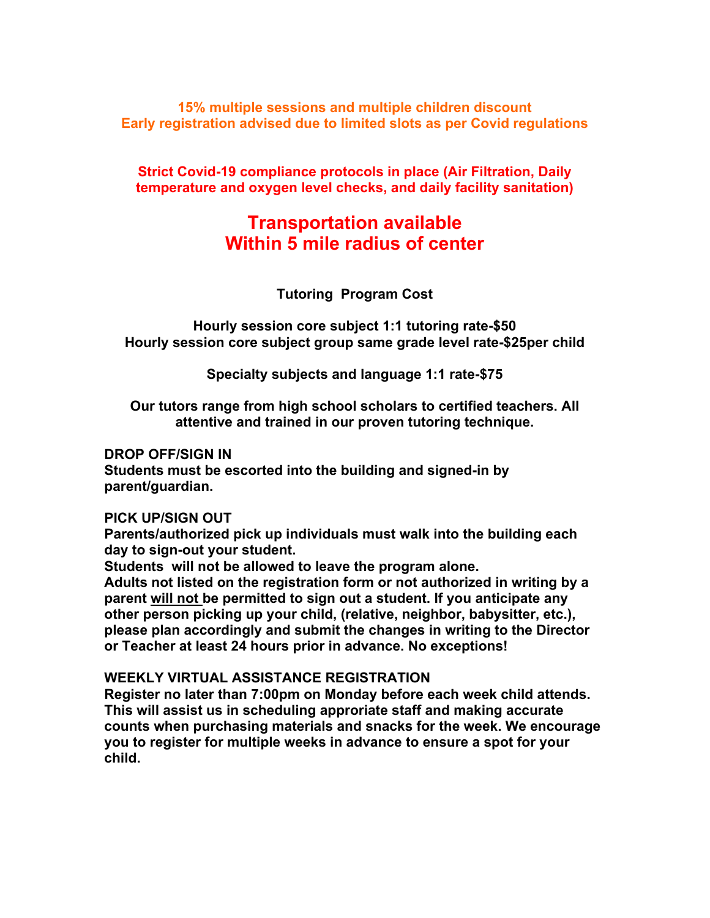**15% multiple sessions and multiple children discount**
**Early registration advised due to limited slots as per Covid regulations**

**Strict Covid-19 compliance protocols in place (Air Filtration, Daily temperature and oxygen level checks, and daily facility sanitation)**

## Transportation available
## Within 5 mile radius of center

**Tutoring Program Cost**

**Hourly session core subject 1:1 tutoring rate-$50**
**Hourly session core subject group same grade level rate-$25per child**

**Specialty subjects and language 1:1 rate-$75**

**Our tutors range from high school scholars to certified teachers. All attentive and trained in our proven tutoring technique.**

**DROP OFF/SIGN IN**
**Students must be escorted into the building and signed-in by parent/guardian.**

**PICK UP/SIGN OUT**
**Parents/authorized pick up individuals must walk into the building each day to sign-out your student.**
**Students will not be allowed to leave the program alone.**
**Adults not listed on the registration form or not authorized in writing by a parent <u>will not</u> be permitted to sign out a student. If you anticipate any other person picking up your child, (relative, neighbor, babysitter, etc.), please plan accordingly and submit the changes in writing to the Director or Teacher at least 24 hours prior in advance. No exceptions!**

**WEEKLY VIRTUAL ASSISTANCE REGISTRATION**
**Register no later than 7:00pm on Monday before each week child attends. This will assist us in scheduling approriate staff and making accurate counts when purchasing materials and snacks for the week. We encourage you to register for multiple weeks in advance to ensure a spot for your child.**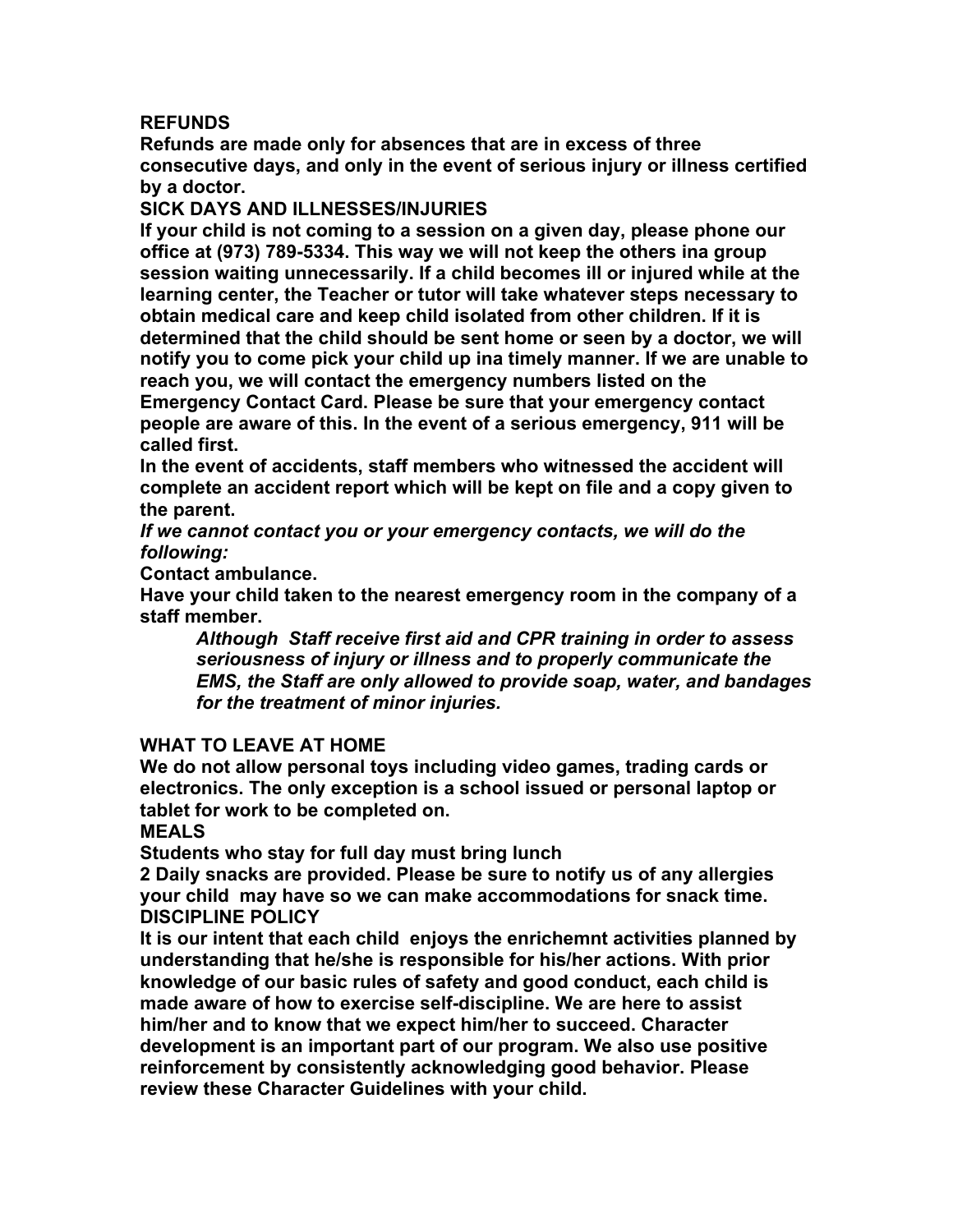## REFUNDS

**Refunds are made only for absences that are in excess of three consecutive days, and only in the event of serious injury or illness certified by a doctor.**

## SICK DAYS AND ILLNESSES/INJURIES

**If your child is not coming to a session on a given day, please phone our office at (973) 789-5334. This way we will not keep the others ina group session waiting unnecessarily. If a child becomes ill or injured while at the learning center, the Teacher or tutor will take whatever steps necessary to obtain medical care and keep child isolated from other children. If it is determined that the child should be sent home or seen by a doctor, we will notify you to come pick your child up ina timely manner. If we are unable to reach you, we will contact the emergency numbers listed on the Emergency Contact Card. Please be sure that your emergency contact people are aware of this. In the event of a serious emergency, 911 will be called first.**

**In the event of accidents, staff members who witnessed the accident will complete an accident report which will be kept on file and a copy given to the parent.**

***If we cannot contact you or your emergency contacts, we will do the following:***

**Contact ambulance.**

**Have your child taken to the nearest emergency room in the company of a staff member.**

> ***Although Staff receive first aid and CPR training in order to assess seriousness of injury or illness and to properly communicate the EMS, the Staff are only allowed to provide soap, water, and bandages for the treatment of minor injuries.***

## WHAT TO LEAVE AT HOME

**We do not allow personal toys including video games, trading cards or electronics. The only exception is a school issued or personal laptop or tablet for work to be completed on.**

## MEALS

**Students who stay for full day must bring lunch**

**2 Daily snacks are provided. Please be sure to notify us of any allergies your child may have so we can make accommodations for snack time.**

## DISCIPLINE POLICY

**It is our intent that each child enjoys the enrichemnt activities planned by understanding that he/she is responsible for his/her actions. With prior knowledge of our basic rules of safety and good conduct, each child is made aware of how to exercise self-discipline. We are here to assist him/her and to know that we expect him/her to succeed. Character development is an important part of our program. We also use positive reinforcement by consistently acknowledging good behavior. Please review these Character Guidelines with your child.**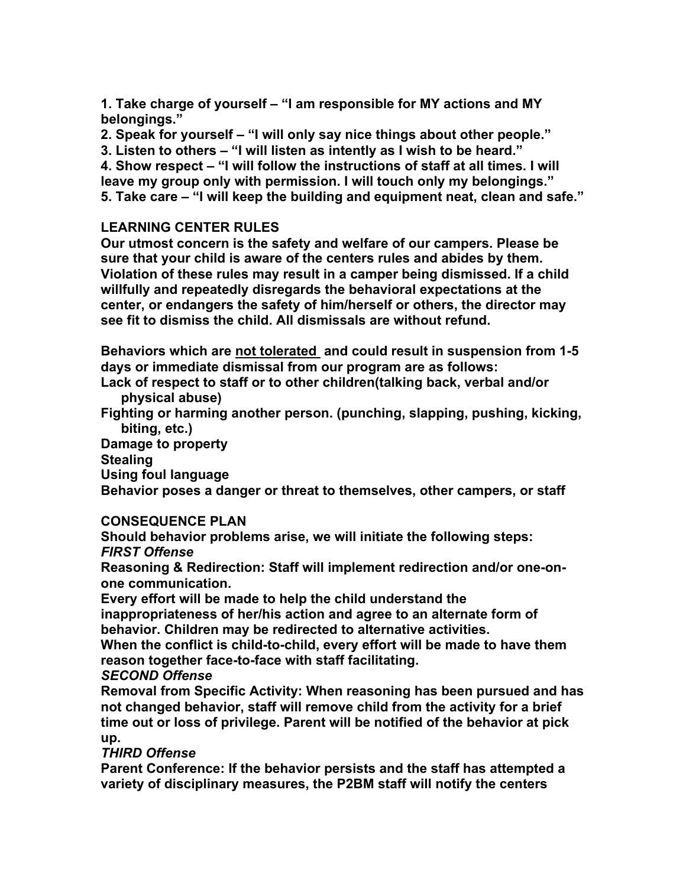**1. Take charge of yourself – "I am responsible for MY actions and MY belongings."**
**2. Speak for yourself – "I will only say nice things about other people."**
**3. Listen to others – "I will listen as intently as I wish to be heard."**
**4. Show respect – "I will follow the instructions of staff at all times. I will leave my group only with permission. I will touch only my belongings."**
**5. Take care – "I will keep the building and equipment neat, clean and safe."**

## LEARNING CENTER RULES

**Our utmost concern is the safety and welfare of our campers. Please be sure that your child is aware of the centers rules and abides by them. Violation of these rules may result in a camper being dismissed. If a child willfully and repeatedly disregards the behavioral expectations at the center, or endangers the safety of him/herself or others, the director may see fit to dismiss the child. All dismissals are without refund.**

**Behaviors which are <u>not tolerated</u> and could result in suspension from 1-5 days or immediate dismissal from our program are as follows:**

- **Lack of respect to staff or to other children(talking back, verbal and/or physical abuse)**
- **Fighting or harming another person. (punching, slapping, pushing, kicking, biting, etc.)**
- **Damage to property**
- **Stealing**
- **Using foul language**
- **Behavior poses a danger or threat to themselves, other campers, or staff**

## CONSEQUENCE PLAN

**Should behavior problems arise, we will initiate the following steps:**

***FIRST Offense***

**Reasoning & Redirection: Staff will implement redirection and/or one-on-one communication.**
**Every effort will be made to help the child understand the inappropriateness of her/his action and agree to an alternate form of behavior. Children may be redirected to alternative activities.**
**When the conflict is child-to-child, every effort will be made to have them reason together face-to-face with staff facilitating.**

***SECOND Offense***

**Removal from Specific Activity: When reasoning has been pursued and has not changed behavior, staff will remove child from the activity for a brief time out or loss of privilege. Parent will be notified of the behavior at pick up.**

***THIRD Offense***

**Parent Conference: If the behavior persists and the staff has attempted a variety of disciplinary measures, the P2BM staff will notify the centers**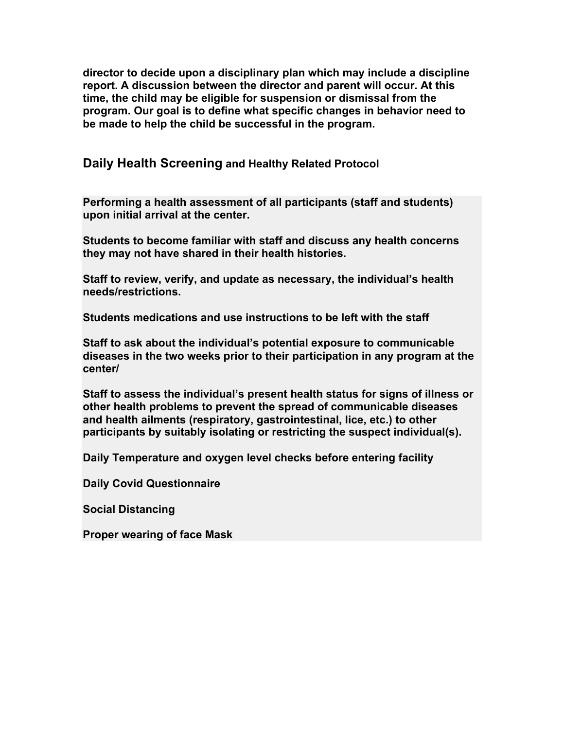**director to decide upon a disciplinary plan which may include a discipline report. A discussion between the director and parent will occur. At this time, the child may be eligible for suspension or dismissal from the program. Our goal is to define what specific changes in behavior need to be made to help the child be successful in the program.**

## Daily Health Screening and Healthy Related Protocol

**Performing a health assessment of all participants (staff and students) upon initial arrival at the center.**

**Students to become familiar with staff and discuss any health concerns they may not have shared in their health histories.**

**Staff to review, verify, and update as necessary, the individual's health needs/restrictions.**

**Students medications and use instructions to be left with the staff**

**Staff to ask about the individual's potential exposure to communicable diseases in the two weeks prior to their participation in any program at the center/**

**Staff to assess the individual's present health status for signs of illness or other health problems to prevent the spread of communicable diseases and health ailments (respiratory, gastrointestinal, lice, etc.) to other participants by suitably isolating or restricting the suspect individual(s).**

**Daily Temperature and oxygen level checks before entering facility**

**Daily Covid Questionnaire**

**Social Distancing**

**Proper wearing of face Mask**